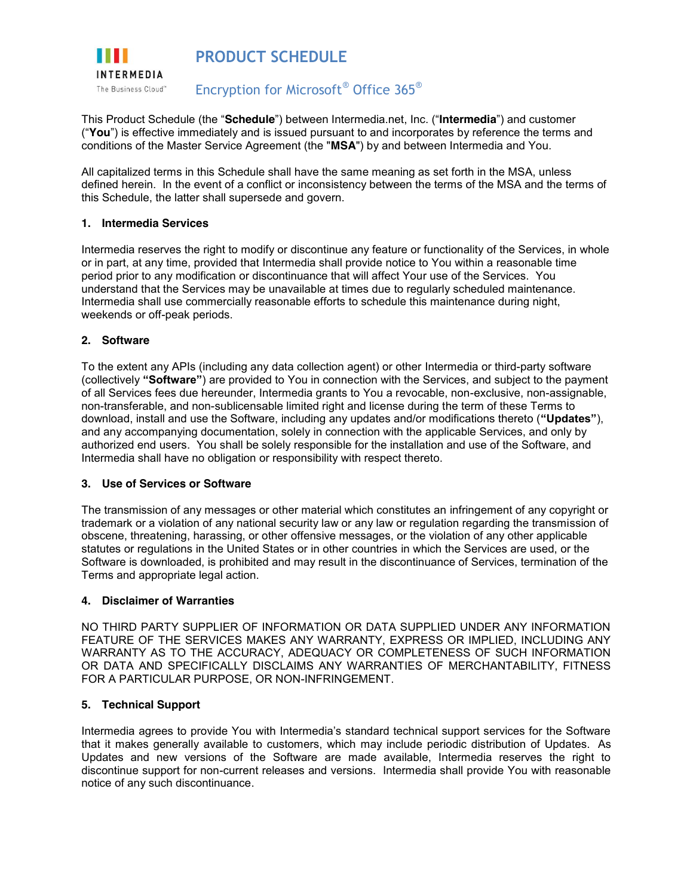INTERMEDIA

The Business Cloud™

# PRODUCT SCHEDULE

## Encryption for Microsoft® Office 365®

This Product Schedule (the "**Schedule**") between Intermedia.net, Inc. ("**Intermedia**") and customer ("**You**") is effective immediately and is issued pursuant to and incorporates by reference the terms and conditions of the Master Service Agreement (the "**MSA**") by and between Intermedia and You.

All capitalized terms in this Schedule shall have the same meaning as set forth in the MSA, unless defined herein. In the event of a conflict or inconsistency between the terms of the MSA and the terms of this Schedule, the latter shall supersede and govern.

### 1. Intermedia Services

Intermedia reserves the right to modify or discontinue any feature or functionality of the Services, in whole or in part, at any time, provided that Intermedia shall provide notice to You within a reasonable time period prior to any modification or discontinuance that will affect Your use of the Services. You understand that the Services may be unavailable at times due to regularly scheduled maintenance. Intermedia shall use commercially reasonable efforts to schedule this maintenance during night, weekends or off-peak periods.

### 2. Software

To the extent any APIs (including any data collection agent) or other Intermedia or third-party software (collectively **"Software"**) are provided to You in connection with the Services, and subject to the payment of all Services fees due hereunder, Intermedia grants to You a revocable, non-exclusive, non-assignable, non-transferable, and non-sublicensable limited right and license during the term of these Terms to download, install and use the Software, including any updates and/or modifications thereto (**"Updates"**), and any accompanying documentation, solely in connection with the applicable Services, and only by authorized end users. You shall be solely responsible for the installation and use of the Software, and Intermedia shall have no obligation or responsibility with respect thereto.

### 3. Use of Services or Software

The transmission of any messages or other material which constitutes an infringement of any copyright or trademark or a violation of any national security law or any law or regulation regarding the transmission of obscene, threatening, harassing, or other offensive messages, or the violation of any other applicable statutes or regulations in the United States or in other countries in which the Services are used, or the Software is downloaded, is prohibited and may result in the discontinuance of Services, termination of the Terms and appropriate legal action.

### 4. Disclaimer of Warranties

NO THIRD PARTY SUPPLIER OF INFORMATION OR DATA SUPPLIED UNDER ANY INFORMATION FEATURE OF THE SERVICES MAKES ANY WARRANTY, EXPRESS OR IMPLIED, INCLUDING ANY WARRANTY AS TO THE ACCURACY, ADEQUACY OR COMPLETENESS OF SUCH INFORMATION OR DATA AND SPECIFICALLY DISCLAIMS ANY WARRANTIES OF MERCHANTABILITY, FITNESS FOR A PARTICULAR PURPOSE, OR NON-INFRINGEMENT.

### 5. Technical Support

Intermedia agrees to provide You with Intermedia's standard technical support services for the Software that it makes generally available to customers, which may include periodic distribution of Updates. As Updates and new versions of the Software are made available, Intermedia reserves the right to discontinue support for non-current releases and versions. Intermedia shall provide You with reasonable notice of any such discontinuance.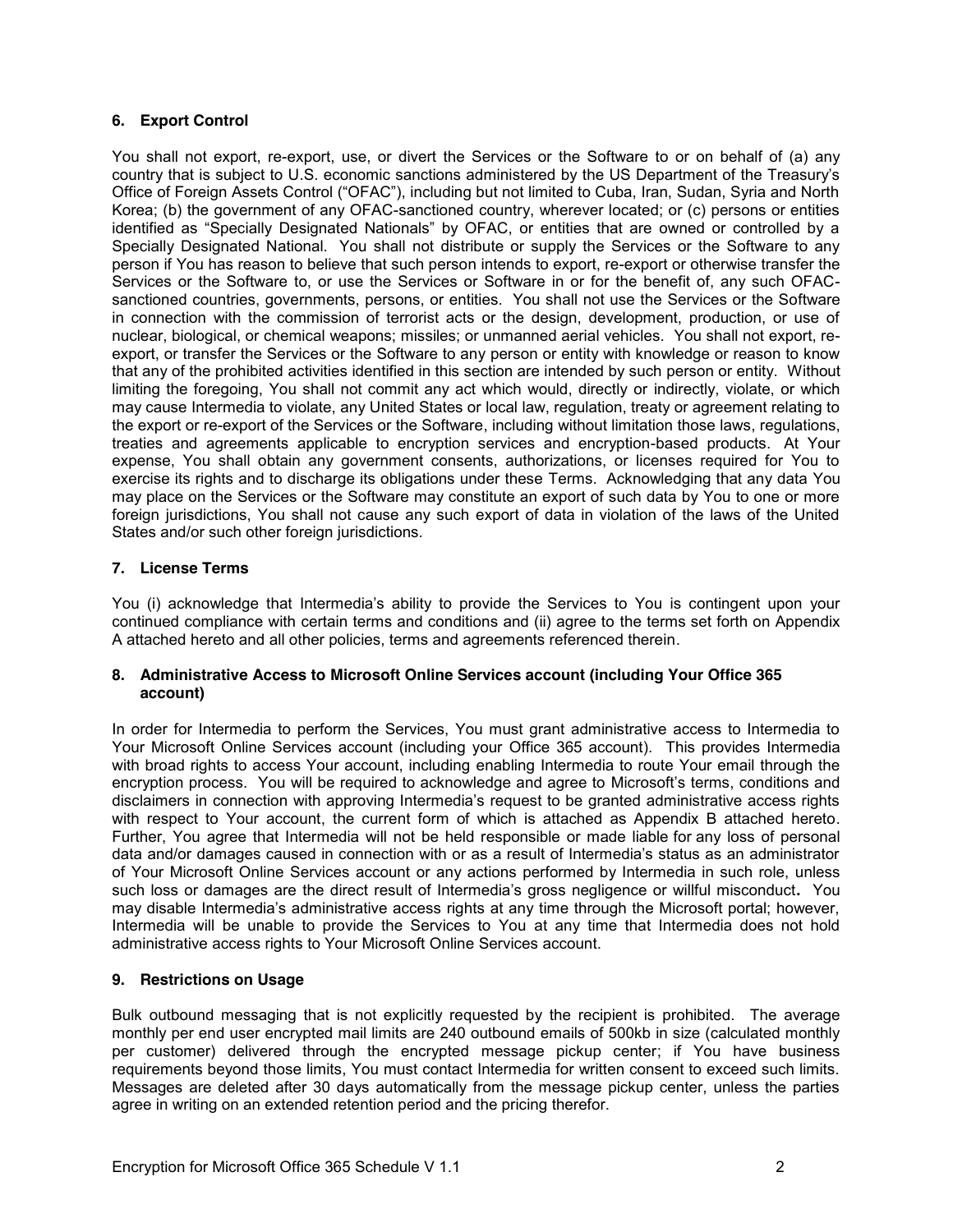## 6. Export Control

You shall not export, re-export, use, or divert the Services or the Software to or on behalf of (a) any country that is subject to U.S. economic sanctions administered by the US Department of the Treasury's Office of Foreign Assets Control ("OFAC"), including but not limited to Cuba, Iran, Sudan, Syria and North Korea; (b) the government of any OFAC-sanctioned country, wherever located; or (c) persons or entities identified as "Specially Designated Nationals" by OFAC, or entities that are owned or controlled by a Specially Designated National. You shall not distribute or supply the Services or the Software to any person if You has reason to believe that such person intends to export, re-export or otherwise transfer the Services or the Software to, or use the Services or Software in or for the benefit of, any such OFAC-sanctioned countries, governments, persons, or entities. You shall not use the Services or the Software in connection with the commission of terrorist acts or the design, development, production, or use of nuclear, biological, or chemical weapons; missiles; or unmanned aerial vehicles. You shall not export, re-export, or transfer the Services or the Software to any person or entity with knowledge or reason to know that any of the prohibited activities identified in this section are intended by such person or entity. Without limiting the foregoing, You shall not commit any act which would, directly or indirectly, violate, or which may cause Intermedia to violate, any United States or local law, regulation, treaty or agreement relating to the export or re-export of the Services or the Software, including without limitation those laws, regulations, treaties and agreements applicable to encryption services and encryption-based products. At Your expense, You shall obtain any government consents, authorizations, or licenses required for You to exercise its rights and to discharge its obligations under these Terms. Acknowledging that any data You may place on the Services or the Software may constitute an export of such data by You to one or more foreign jurisdictions, You shall not cause any such export of data in violation of the laws of the United States and/or such other foreign jurisdictions.

## 7. License Terms

You (i) acknowledge that Intermedia's ability to provide the Services to You is contingent upon your continued compliance with certain terms and conditions and (ii) agree to the terms set forth on Appendix A attached hereto and all other policies, terms and agreements referenced therein.

## 8. Administrative Access to Microsoft Online Services account (including Your Office 365 account)

In order for Intermedia to perform the Services, You must grant administrative access to Intermedia to Your Microsoft Online Services account (including your Office 365 account). This provides Intermedia with broad rights to access Your account, including enabling Intermedia to route Your email through the encryption process. You will be required to acknowledge and agree to Microsoft's terms, conditions and disclaimers in connection with approving Intermedia's request to be granted administrative access rights with respect to Your account, the current form of which is attached as Appendix B attached hereto. Further, You agree that Intermedia will not be held responsible or made liable for any loss of personal data and/or damages caused in connection with or as a result of Intermedia's status as an administrator of Your Microsoft Online Services account or any actions performed by Intermedia in such role, unless such loss or damages are the direct result of Intermedia's gross negligence or willful misconduct**.** You may disable Intermedia's administrative access rights at any time through the Microsoft portal; however, Intermedia will be unable to provide the Services to You at any time that Intermedia does not hold administrative access rights to Your Microsoft Online Services account.

## 9. Restrictions on Usage

Bulk outbound messaging that is not explicitly requested by the recipient is prohibited. The average monthly per end user encrypted mail limits are 240 outbound emails of 500kb in size (calculated monthly per customer) delivered through the encrypted message pickup center; if You have business requirements beyond those limits, You must contact Intermedia for written consent to exceed such limits. Messages are deleted after 30 days automatically from the message pickup center, unless the parties agree in writing on an extended retention period and the pricing therefor.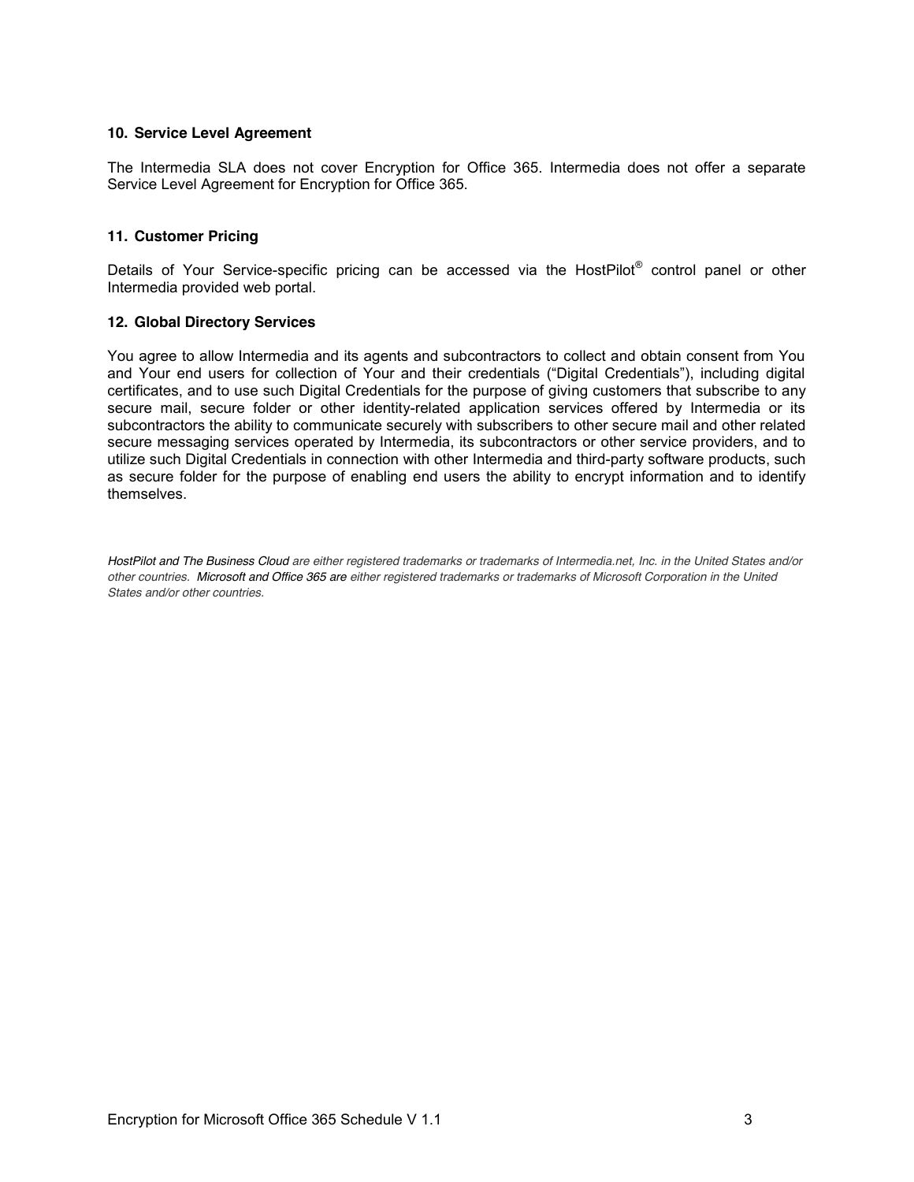### 10. Service Level Agreement

The Intermedia SLA does not cover Encryption for Office 365. Intermedia does not offer a separate Service Level Agreement for Encryption for Office 365.

### 11. Customer Pricing

Details of Your Service-specific pricing can be accessed via the HostPilot® control panel or other Intermedia provided web portal.

### 12. Global Directory Services

You agree to allow Intermedia and its agents and subcontractors to collect and obtain consent from You and Your end users for collection of Your and their credentials ("Digital Credentials"), including digital certificates, and to use such Digital Credentials for the purpose of giving customers that subscribe to any secure mail, secure folder or other identity-related application services offered by Intermedia or its subcontractors the ability to communicate securely with subscribers to other secure mail and other related secure messaging services operated by Intermedia, its subcontractors or other service providers, and to utilize such Digital Credentials in connection with other Intermedia and third-party software products, such as secure folder for the purpose of enabling end users the ability to encrypt information and to identify themselves.

*HostPilot and The Business Cloud are either registered trademarks or trademarks of Intermedia.net, Inc. in the United States and/or other countries. Microsoft and Office 365 are either registered trademarks or trademarks of Microsoft Corporation in the United States and/or other countries.*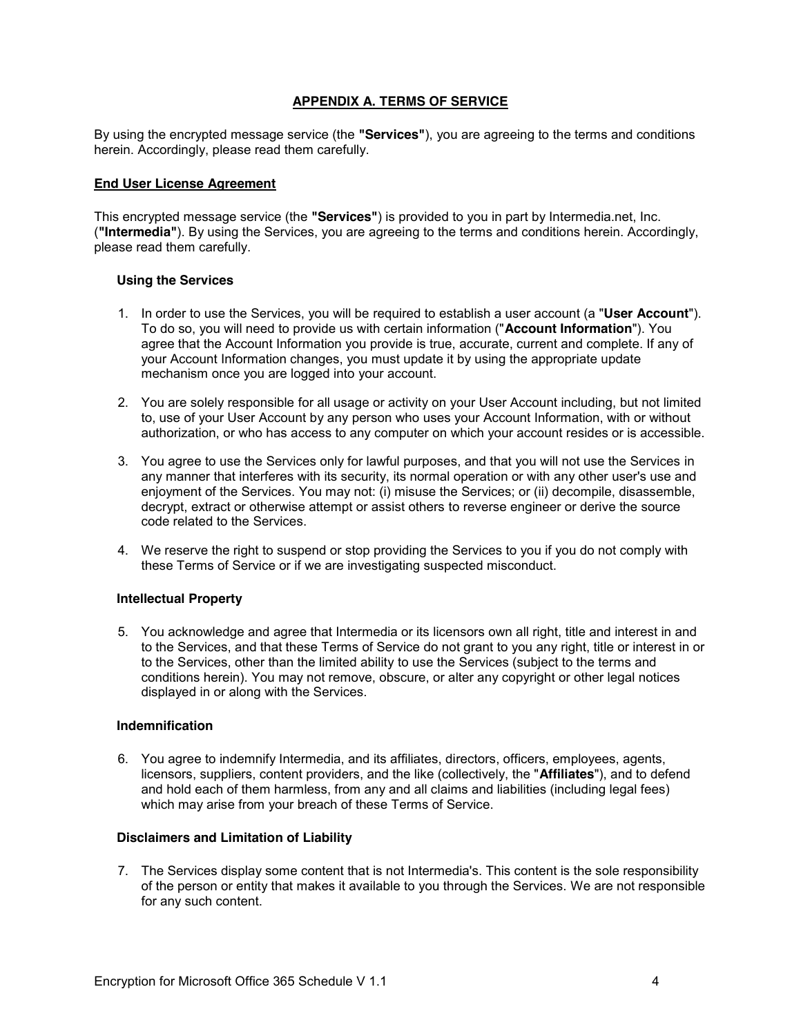## APPENDIX A. TERMS OF SERVICE

By using the encrypted message service (the **"Services"**), you are agreeing to the terms and conditions herein. Accordingly, please read them carefully.

### End User License Agreement

This encrypted message service (the **"Services"**) is provided to you in part by Intermedia.net, Inc. (**"Intermedia"**). By using the Services, you are agreeing to the terms and conditions herein. Accordingly, please read them carefully.

#### Using the Services

1. In order to use the Services, you will be required to establish a user account (a "**User Account**"). To do so, you will need to provide us with certain information ("**Account Information**"). You agree that the Account Information you provide is true, accurate, current and complete. If any of your Account Information changes, you must update it by using the appropriate update mechanism once you are logged into your account.

2. You are solely responsible for all usage or activity on your User Account including, but not limited to, use of your User Account by any person who uses your Account Information, with or without authorization, or who has access to any computer on which your account resides or is accessible.

3. You agree to use the Services only for lawful purposes, and that you will not use the Services in any manner that interferes with its security, its normal operation or with any other user's use and enjoyment of the Services. You may not: (i) misuse the Services; or (ii) decompile, disassemble, decrypt, extract or otherwise attempt or assist others to reverse engineer or derive the source code related to the Services.

4. We reserve the right to suspend or stop providing the Services to you if you do not comply with these Terms of Service or if we are investigating suspected misconduct.

#### Intellectual Property

5. You acknowledge and agree that Intermedia or its licensors own all right, title and interest in and to the Services, and that these Terms of Service do not grant to you any right, title or interest in or to the Services, other than the limited ability to use the Services (subject to the terms and conditions herein). You may not remove, obscure, or alter any copyright or other legal notices displayed in or along with the Services.

#### Indemnification

6. You agree to indemnify Intermedia, and its affiliates, directors, officers, employees, agents, licensors, suppliers, content providers, and the like (collectively, the "**Affiliates**"), and to defend and hold each of them harmless, from any and all claims and liabilities (including legal fees) which may arise from your breach of these Terms of Service.

#### Disclaimers and Limitation of Liability

7. The Services display some content that is not Intermedia's. This content is the sole responsibility of the person or entity that makes it available to you through the Services. We are not responsible for any such content.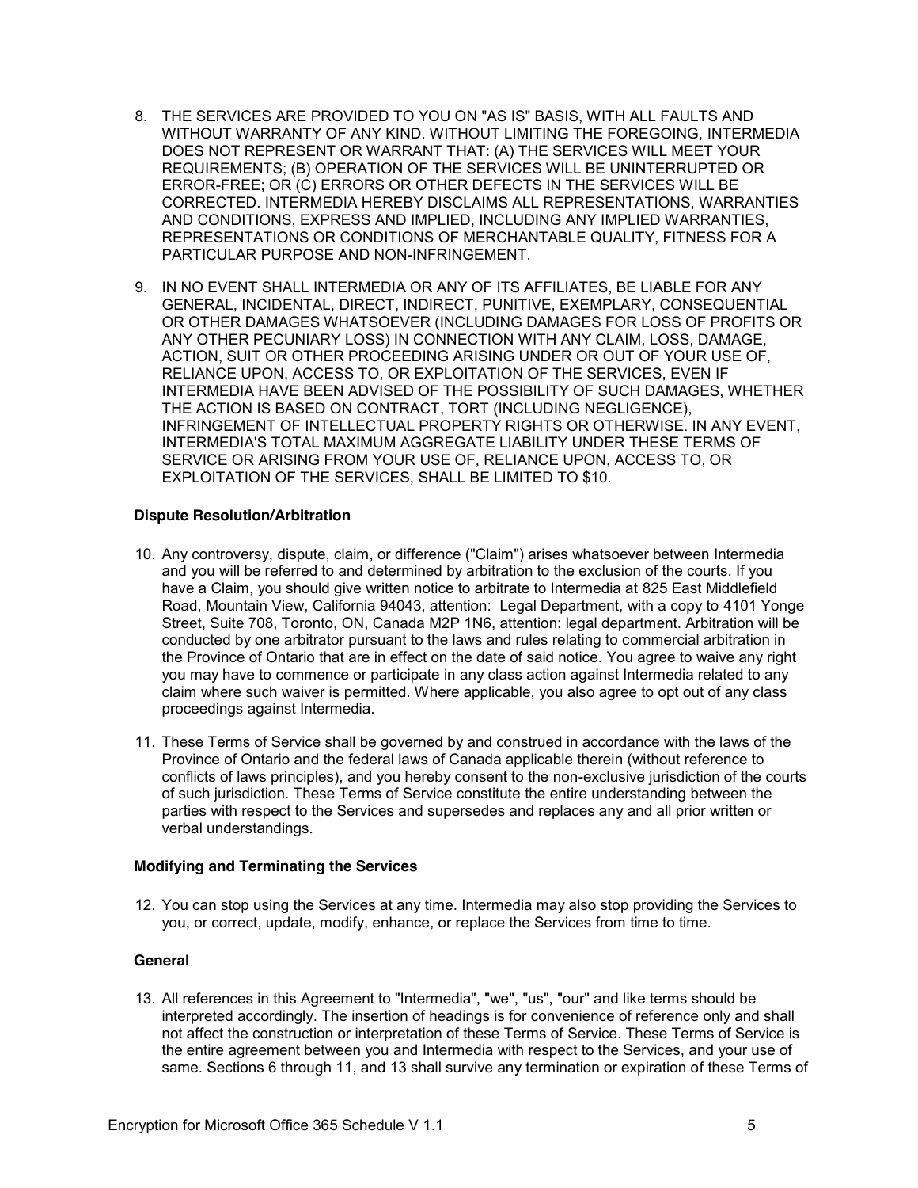8. THE SERVICES ARE PROVIDED TO YOU ON "AS IS" BASIS, WITH ALL FAULTS AND WITHOUT WARRANTY OF ANY KIND. WITHOUT LIMITING THE FOREGOING, INTERMEDIA DOES NOT REPRESENT OR WARRANT THAT: (A) THE SERVICES WILL MEET YOUR REQUIREMENTS; (B) OPERATION OF THE SERVICES WILL BE UNINTERRUPTED OR ERROR-FREE; OR (C) ERRORS OR OTHER DEFECTS IN THE SERVICES WILL BE CORRECTED. INTERMEDIA HEREBY DISCLAIMS ALL REPRESENTATIONS, WARRANTIES AND CONDITIONS, EXPRESS AND IMPLIED, INCLUDING ANY IMPLIED WARRANTIES, REPRESENTATIONS OR CONDITIONS OF MERCHANTABLE QUALITY, FITNESS FOR A PARTICULAR PURPOSE AND NON-INFRINGEMENT.

9. IN NO EVENT SHALL INTERMEDIA OR ANY OF ITS AFFILIATES, BE LIABLE FOR ANY GENERAL, INCIDENTAL, DIRECT, INDIRECT, PUNITIVE, EXEMPLARY, CONSEQUENTIAL OR OTHER DAMAGES WHATSOEVER (INCLUDING DAMAGES FOR LOSS OF PROFITS OR ANY OTHER PECUNIARY LOSS) IN CONNECTION WITH ANY CLAIM, LOSS, DAMAGE, ACTION, SUIT OR OTHER PROCEEDING ARISING UNDER OR OUT OF YOUR USE OF, RELIANCE UPON, ACCESS TO, OR EXPLOITATION OF THE SERVICES, EVEN IF INTERMEDIA HAVE BEEN ADVISED OF THE POSSIBILITY OF SUCH DAMAGES, WHETHER THE ACTION IS BASED ON CONTRACT, TORT (INCLUDING NEGLIGENCE), INFRINGEMENT OF INTELLECTUAL PROPERTY RIGHTS OR OTHERWISE. IN ANY EVENT, INTERMEDIA'S TOTAL MAXIMUM AGGREGATE LIABILITY UNDER THESE TERMS OF SERVICE OR ARISING FROM YOUR USE OF, RELIANCE UPON, ACCESS TO, OR EXPLOITATION OF THE SERVICES, SHALL BE LIMITED TO $10.

**Dispute Resolution/Arbitration**

10. Any controversy, dispute, claim, or difference ("Claim") arises whatsoever between Intermedia and you will be referred to and determined by arbitration to the exclusion of the courts. If you have a Claim, you should give written notice to arbitrate to Intermedia at 825 East Middlefield Road, Mountain View, California 94043, attention: Legal Department, with a copy to 4101 Yonge Street, Suite 708, Toronto, ON, Canada M2P 1N6, attention: legal department. Arbitration will be conducted by one arbitrator pursuant to the laws and rules relating to commercial arbitration in the Province of Ontario that are in effect on the date of said notice. You agree to waive any right you may have to commence or participate in any class action against Intermedia related to any claim where such waiver is permitted. Where applicable, you also agree to opt out of any class proceedings against Intermedia.

11. These Terms of Service shall be governed by and construed in accordance with the laws of the Province of Ontario and the federal laws of Canada applicable therein (without reference to conflicts of laws principles), and you hereby consent to the non-exclusive jurisdiction of the courts of such jurisdiction. These Terms of Service constitute the entire understanding between the parties with respect to the Services and supersedes and replaces any and all prior written or verbal understandings.

**Modifying and Terminating the Services**

12. You can stop using the Services at any time. Intermedia may also stop providing the Services to you, or correct, update, modify, enhance, or replace the Services from time to time.

**General**

13. All references in this Agreement to "Intermedia", "we", "us", "our" and like terms should be interpreted accordingly. The insertion of headings is for convenience of reference only and shall not affect the construction or interpretation of these Terms of Service. These Terms of Service is the entire agreement between you and Intermedia with respect to the Services, and your use of same. Sections 6 through 11, and 13 shall survive any termination or expiration of these Terms of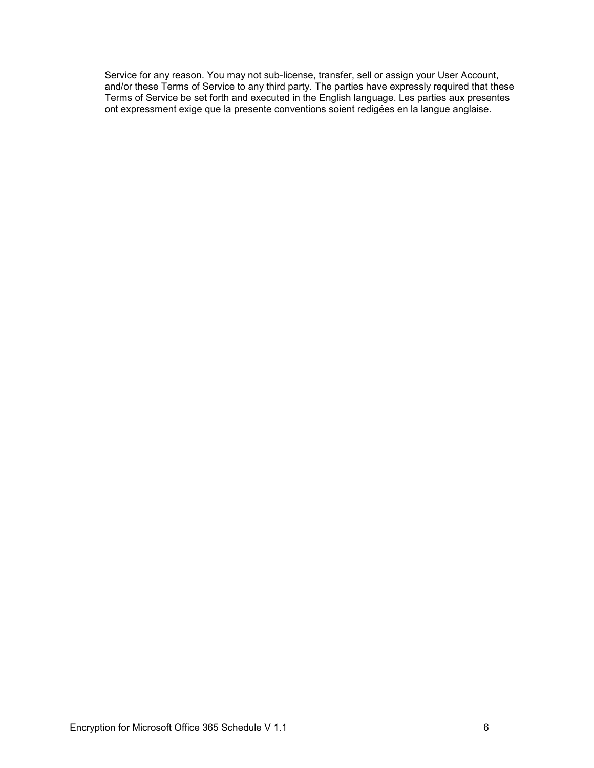Service for any reason. You may not sub-license, transfer, sell or assign your User Account, and/or these Terms of Service to any third party. The parties have expressly required that these Terms of Service be set forth and executed in the English language. Les parties aux presentes ont expressment exige que la presente conventions soient redigées en la langue anglaise.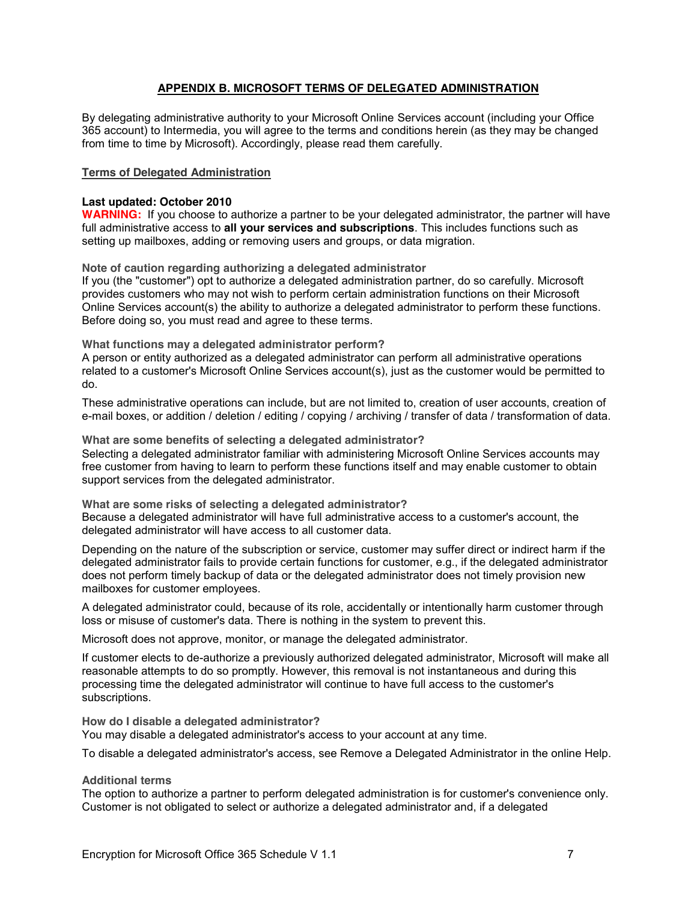## APPENDIX B. MICROSOFT TERMS OF DELEGATED ADMINISTRATION

By delegating administrative authority to your Microsoft Online Services account (including your Office 365 account) to Intermedia, you will agree to the terms and conditions herein (as they may be changed from time to time by Microsoft). Accordingly, please read them carefully.

### Terms of Delegated Administration

**Last updated: October 2010**

**WARNING:** If you choose to authorize a partner to be your delegated administrator, the partner will have full administrative access to **all your services and subscriptions**. This includes functions such as setting up mailboxes, adding or removing users and groups, or data migration.

#### Note of caution regarding authorizing a delegated administrator

If you (the "customer") opt to authorize a delegated administration partner, do so carefully. Microsoft provides customers who may not wish to perform certain administration functions on their Microsoft Online Services account(s) the ability to authorize a delegated administrator to perform these functions. Before doing so, you must read and agree to these terms.

#### What functions may a delegated administrator perform?

A person or entity authorized as a delegated administrator can perform all administrative operations related to a customer's Microsoft Online Services account(s), just as the customer would be permitted to do.

These administrative operations can include, but are not limited to, creation of user accounts, creation of e-mail boxes, or addition / deletion / editing / copying / archiving / transfer of data / transformation of data.

#### What are some benefits of selecting a delegated administrator?

Selecting a delegated administrator familiar with administering Microsoft Online Services accounts may free customer from having to learn to perform these functions itself and may enable customer to obtain support services from the delegated administrator.

#### What are some risks of selecting a delegated administrator?

Because a delegated administrator will have full administrative access to a customer's account, the delegated administrator will have access to all customer data.

Depending on the nature of the subscription or service, customer may suffer direct or indirect harm if the delegated administrator fails to provide certain functions for customer, e.g., if the delegated administrator does not perform timely backup of data or the delegated administrator does not timely provision new mailboxes for customer employees.

A delegated administrator could, because of its role, accidentally or intentionally harm customer through loss or misuse of customer's data. There is nothing in the system to prevent this.

Microsoft does not approve, monitor, or manage the delegated administrator.

If customer elects to de-authorize a previously authorized delegated administrator, Microsoft will make all reasonable attempts to do so promptly. However, this removal is not instantaneous and during this processing time the delegated administrator will continue to have full access to the customer's subscriptions.

#### How do I disable a delegated administrator?

You may disable a delegated administrator's access to your account at any time.

To disable a delegated administrator's access, see Remove a Delegated Administrator in the online Help.

#### Additional terms

The option to authorize a partner to perform delegated administration is for customer's convenience only. Customer is not obligated to select or authorize a delegated administrator and, if a delegated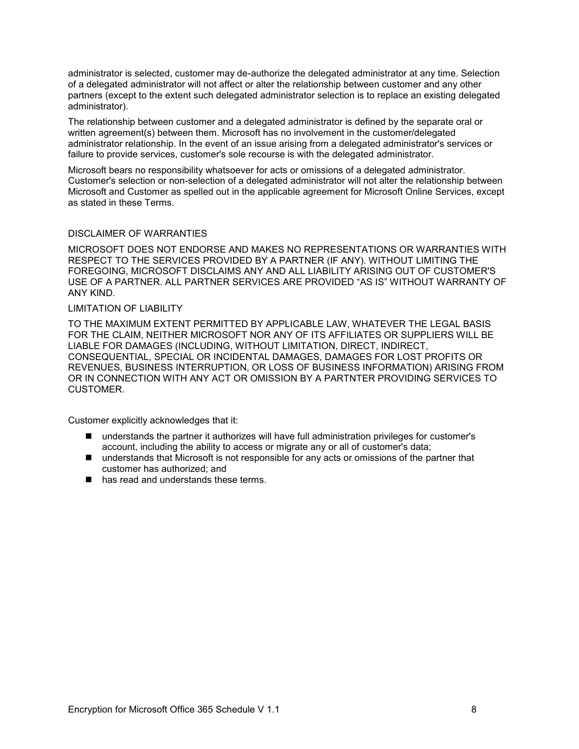administrator is selected, customer may de-authorize the delegated administrator at any time. Selection of a delegated administrator will not affect or alter the relationship between customer and any other partners (except to the extent such delegated administrator selection is to replace an existing delegated administrator).

The relationship between customer and a delegated administrator is defined by the separate oral or written agreement(s) between them. Microsoft has no involvement in the customer/delegated administrator relationship. In the event of an issue arising from a delegated administrator's services or failure to provide services, customer's sole recourse is with the delegated administrator.

Microsoft bears no responsibility whatsoever for acts or omissions of a delegated administrator. Customer's selection or non-selection of a delegated administrator will not alter the relationship between Microsoft and Customer as spelled out in the applicable agreement for Microsoft Online Services, except as stated in these Terms.

DISCLAIMER OF WARRANTIES

MICROSOFT DOES NOT ENDORSE AND MAKES NO REPRESENTATIONS OR WARRANTIES WITH RESPECT TO THE SERVICES PROVIDED BY A PARTNER (IF ANY). WITHOUT LIMITING THE FOREGOING, MICROSOFT DISCLAIMS ANY AND ALL LIABILITY ARISING OUT OF CUSTOMER'S USE OF A PARTNER. ALL PARTNER SERVICES ARE PROVIDED "AS IS" WITHOUT WARRANTY OF ANY KIND.

LIMITATION OF LIABILITY

TO THE MAXIMUM EXTENT PERMITTED BY APPLICABLE LAW, WHATEVER THE LEGAL BASIS FOR THE CLAIM, NEITHER MICROSOFT NOR ANY OF ITS AFFILIATES OR SUPPLIERS WILL BE LIABLE FOR DAMAGES (INCLUDING, WITHOUT LIMITATION, DIRECT, INDIRECT, CONSEQUENTIAL, SPECIAL OR INCIDENTAL DAMAGES, DAMAGES FOR LOST PROFITS OR REVENUES, BUSINESS INTERRUPTION, OR LOSS OF BUSINESS INFORMATION) ARISING FROM OR IN CONNECTION WITH ANY ACT OR OMISSION BY A PARTNTER PROVIDING SERVICES TO CUSTOMER.

Customer explicitly acknowledges that it:

- understands the partner it authorizes will have full administration privileges for customer's account, including the ability to access or migrate any or all of customer's data;
- understands that Microsoft is not responsible for any acts or omissions of the partner that customer has authorized; and
- has read and understands these terms.